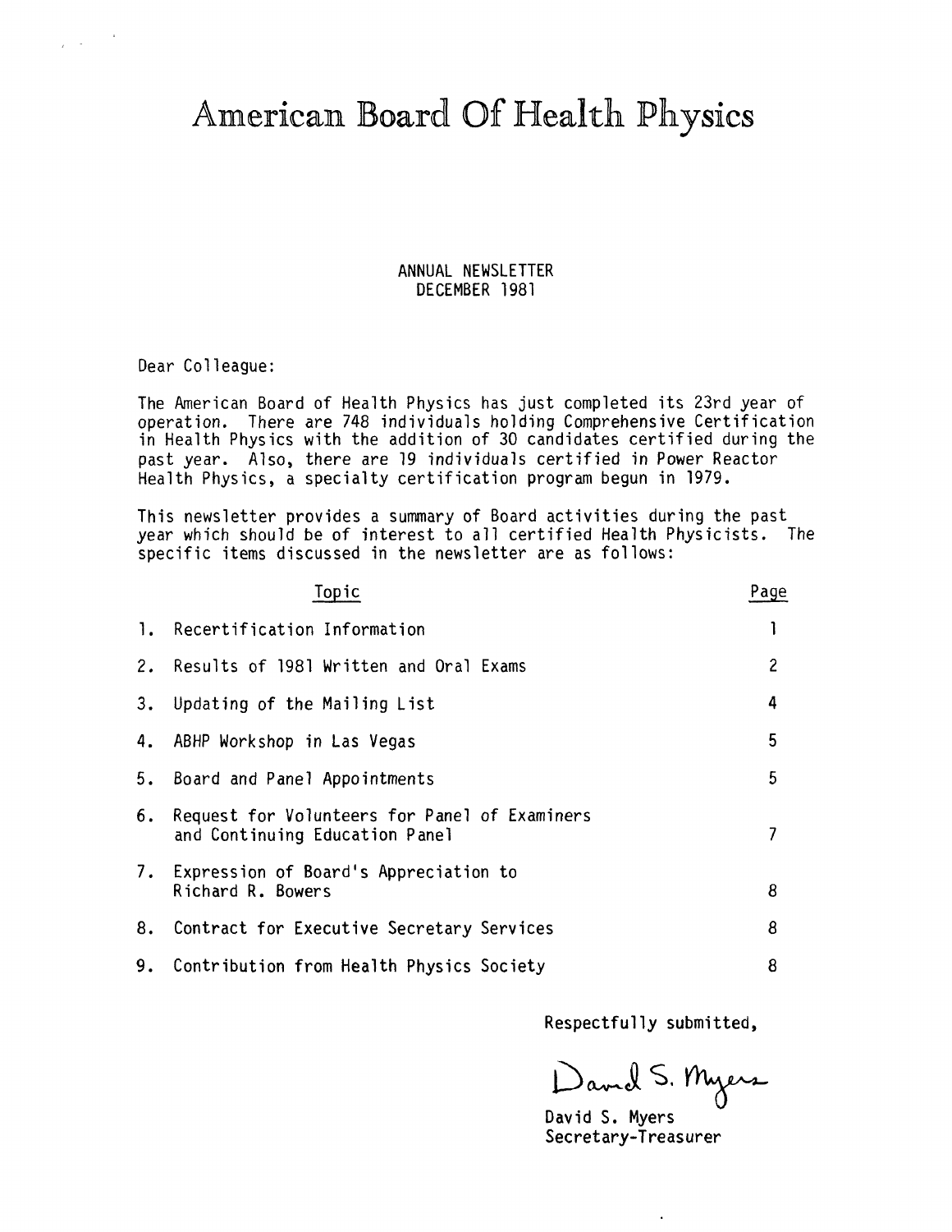# American Board Of Health Physics

ANNUAL NEWSLETTER
DECEMBER 1981

Dear Colleague:

The American Board of Health Physics has just completed its 23rd year of operation. There are 748 individuals holding Comprehensive Certification in Health Physics with the addition of 30 candidates certified during the past year. Also, there are 19 individuals certified in Power Reactor Health Physics, a specialty certification program begun in 1979.

This newsletter provides a summary of Board activities during the past year which should be of interest to all certified Health Physicists. The specific items discussed in the newsletter are as follows:

| | Topic | Page |
|---|---|---|
| 1. | Recertification Information | 1 |
| 2. | Results of 1981 Written and Oral Exams | 2 |
| 3. | Updating of the Mailing List | 4 |
| 4. | ABHP Workshop in Las Vegas | 5 |
| 5. | Board and Panel Appointments | 5 |
| 6. | Request for Volunteers for Panel of Examiners and Continuing Education Panel | 7 |
| 7. | Expression of Board's Appreciation to Richard R. Bowers | 8 |
| 8. | Contract for Executive Secretary Services | 8 |
| 9. | Contribution from Health Physics Society | 8 |

Respectfully submitted,

David S. Myers

David S. Myers
Secretary-Treasurer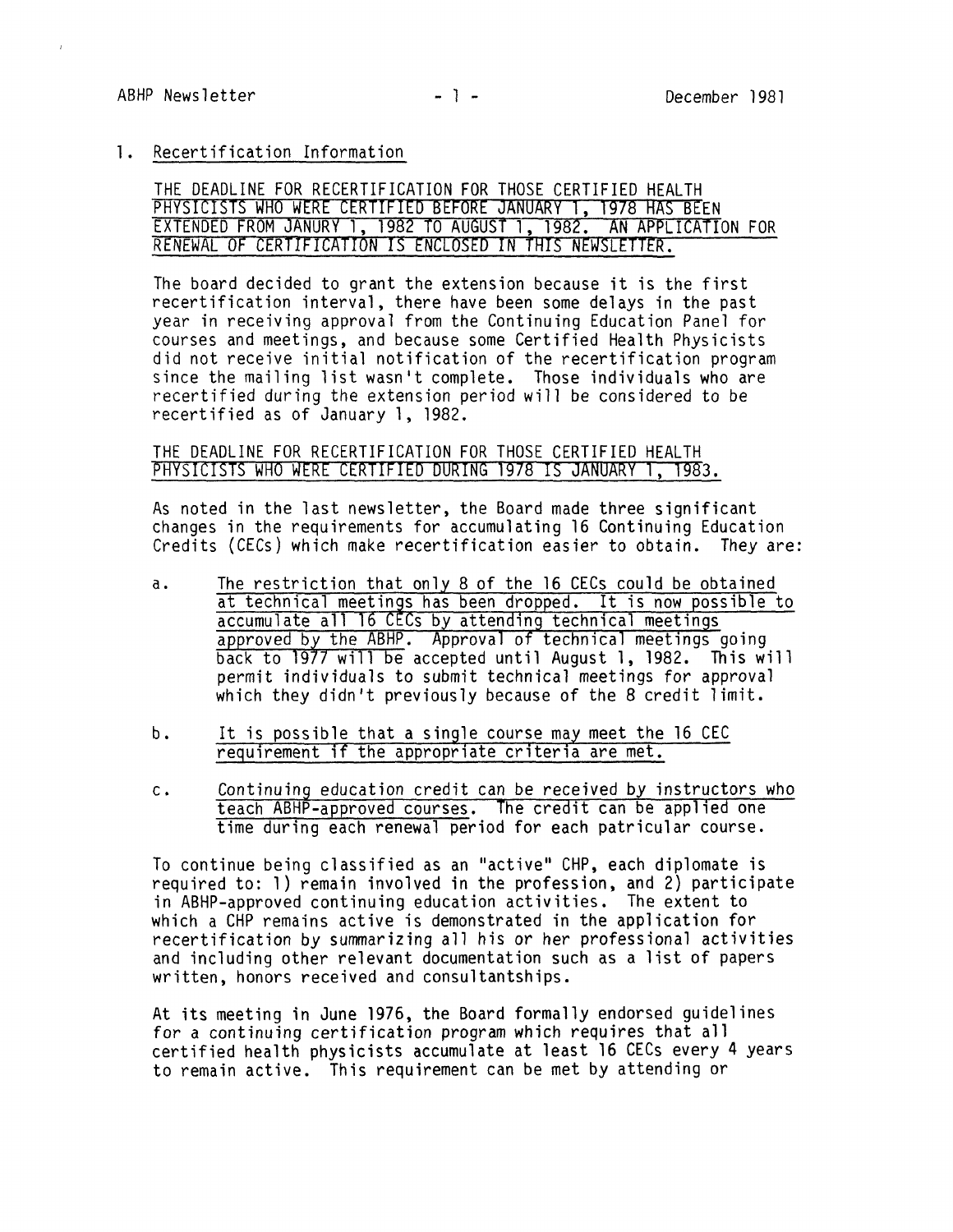## 1. Recertification Information

THE DEADLINE FOR RECERTIFICATION FOR THOSE CERTIFIED HEALTH PHYSICISTS WHO WERE CERTIFIED BEFORE JANUARY 1, 1978 HAS BEEN EXTENDED FROM JANURY 1, 1982 TO AUGUST 1, 1982. AN APPLICATION FOR RENEWAL OF CERTIFICATION IS ENCLOSED IN THIS NEWSLETTER.

The board decided to grant the extension because it is the first recertification interval, there have been some delays in the past year in receiving approval from the Continuing Education Panel for courses and meetings, and because some Certified Health Physicists did not receive initial notification of the recertification program since the mailing list wasn't complete. Those individuals who are recertified during the extension period will be considered to be recertified as of January 1, 1982.

THE DEADLINE FOR RECERTIFICATION FOR THOSE CERTIFIED HEALTH PHYSICISTS WHO WERE CERTIFIED DURING 1978 IS JANUARY 1, 1983.

As noted in the last newsletter, the Board made three significant changes in the requirements for accumulating 16 Continuing Education Credits (CECs) which make recertification easier to obtain. They are:

a. The restriction that only 8 of the 16 CECs could be obtained at technical meetings has been dropped. It is now possible to accumulate all 16 CECs by attending technical meetings approved by the ABHP. Approval of technical meetings going back to 1977 will be accepted until August 1, 1982. This will permit individuals to submit technical meetings for approval which they didn't previously because of the 8 credit limit.

b. It is possible that a single course may meet the 16 CEC requirement if the appropriate criteria are met.

c. Continuing education credit can be received by instructors who teach ABHP-approved courses. The credit can be applied one time during each renewal period for each patricular course.

To continue being classified as an "active" CHP, each diplomate is required to: 1) remain involved in the profession, and 2) participate in ABHP-approved continuing education activities. The extent to which a CHP remains active is demonstrated in the application for recertification by summarizing all his or her professional activities and including other relevant documentation such as a list of papers written, honors received and consultantships.

At its meeting in June 1976, the Board formally endorsed guidelines for a continuing certification program which requires that all certified health physicists accumulate at least 16 CECs every 4 years to remain active. This requirement can be met by attending or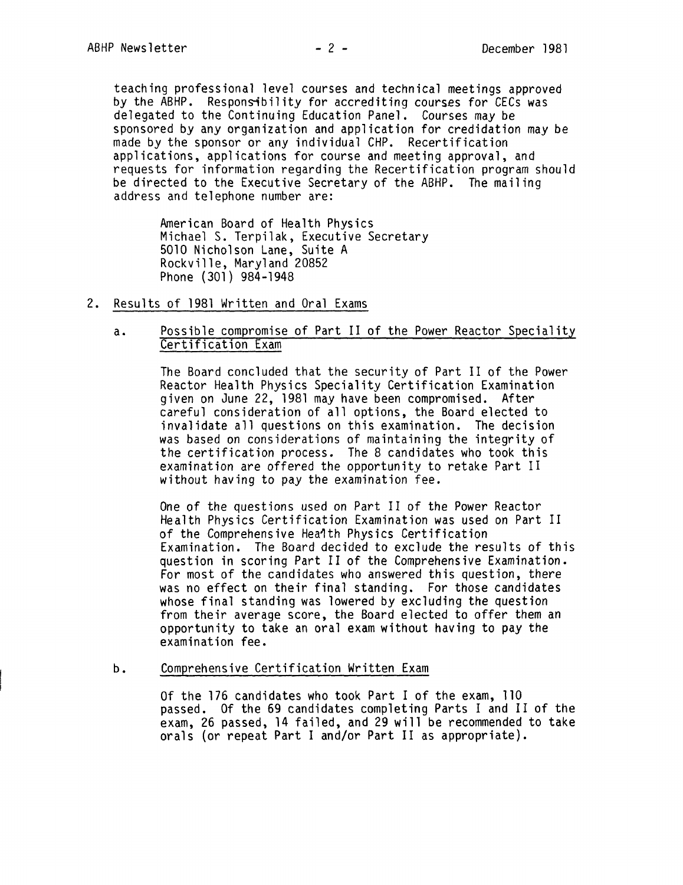teaching professional level courses and technical meetings approved by the ABHP. Responsibility for accrediting courses for CECs was delegated to the Continuing Education Panel. Courses may be sponsored by any organization and application for credidation may be made by the sponsor or any individual CHP. Recertification applications, applications for course and meeting approval, and requests for information regarding the Recertification program should be directed to the Executive Secretary of the ABHP. The mailing address and telephone number are:

> American Board of Health Physics
> Michael S. Terpilak, Executive Secretary
> 5010 Nicholson Lane, Suite A
> Rockville, Maryland 20852
> Phone (301) 984-1948

2. Results of 1981 Written and Oral Exams

   a. Possible compromise of Part II of the Power Reactor Speciality Certification Exam

      The Board concluded that the security of Part II of the Power Reactor Health Physics Speciality Certification Examination given on June 22, 1981 may have been compromised. After careful consideration of all options, the Board elected to invalidate all questions on this examination. The decision was based on considerations of maintaining the integrity of the certification process. The 8 candidates who took this examination are offered the opportunity to retake Part II without having to pay the examination fee.

      One of the questions used on Part II of the Power Reactor Health Physics Certification Examination was used on Part II of the Comprehensive Health Physics Certification Examination. The Board decided to exclude the results of this question in scoring Part II of the Comprehensive Examination. For most of the candidates who answered this question, there was no effect on their final standing. For those candidates whose final standing was lowered by excluding the question from their average score, the Board elected to offer them an opportunity to take an oral exam without having to pay the examination fee.

   b. Comprehensive Certification Written Exam

      Of the 176 candidates who took Part I of the exam, 110 passed. Of the 69 candidates completing Parts I and II of the exam, 26 passed, 14 failed, and 29 will be recommended to take orals (or repeat Part I and/or Part II as appropriate).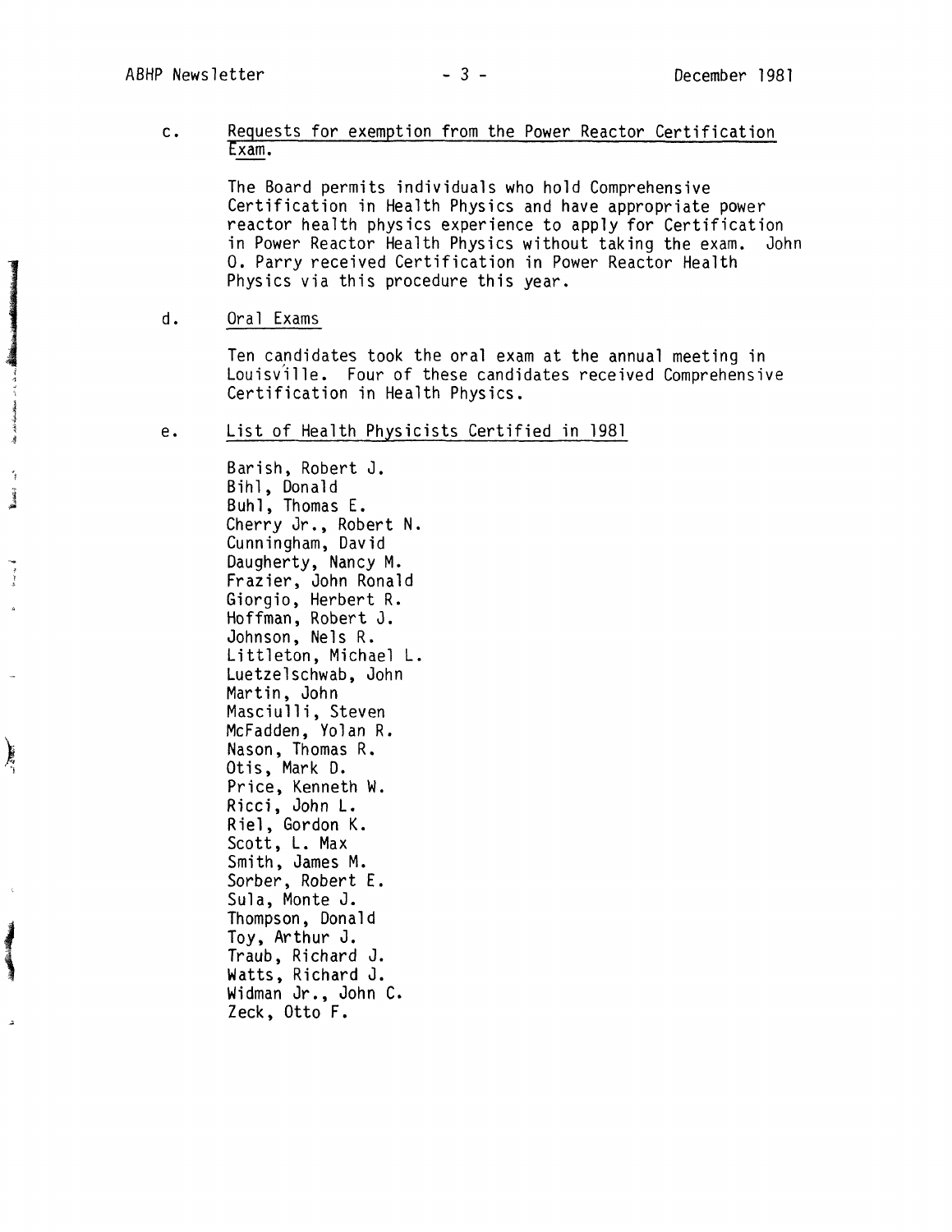c. Requests for exemption from the Power Reactor Certification Exam.

The Board permits individuals who hold Comprehensive Certification in Health Physics and have appropriate power reactor health physics experience to apply for Certification in Power Reactor Health Physics without taking the exam. John O. Parry received Certification in Power Reactor Health Physics via this procedure this year.

d. Oral Exams

Ten candidates took the oral exam at the annual meeting in Louisville. Four of these candidates received Comprehensive Certification in Health Physics.

e. List of Health Physicists Certified in 1981

Barish, Robert J.
Bihl, Donald
Buhl, Thomas E.
Cherry Jr., Robert N.
Cunningham, David
Daugherty, Nancy M.
Frazier, John Ronald
Giorgio, Herbert R.
Hoffman, Robert J.
Johnson, Nels R.
Littleton, Michael L.
Luetzelschwab, John
Martin, John
Masciulli, Steven
McFadden, Yolan R.
Nason, Thomas R.
Otis, Mark D.
Price, Kenneth W.
Ricci, John L.
Riel, Gordon K.
Scott, L. Max
Smith, James M.
Sorber, Robert E.
Sula, Monte J.
Thompson, Donald
Toy, Arthur J.
Traub, Richard J.
Watts, Richard J.
Widman Jr., John C.
Zeck, Otto F.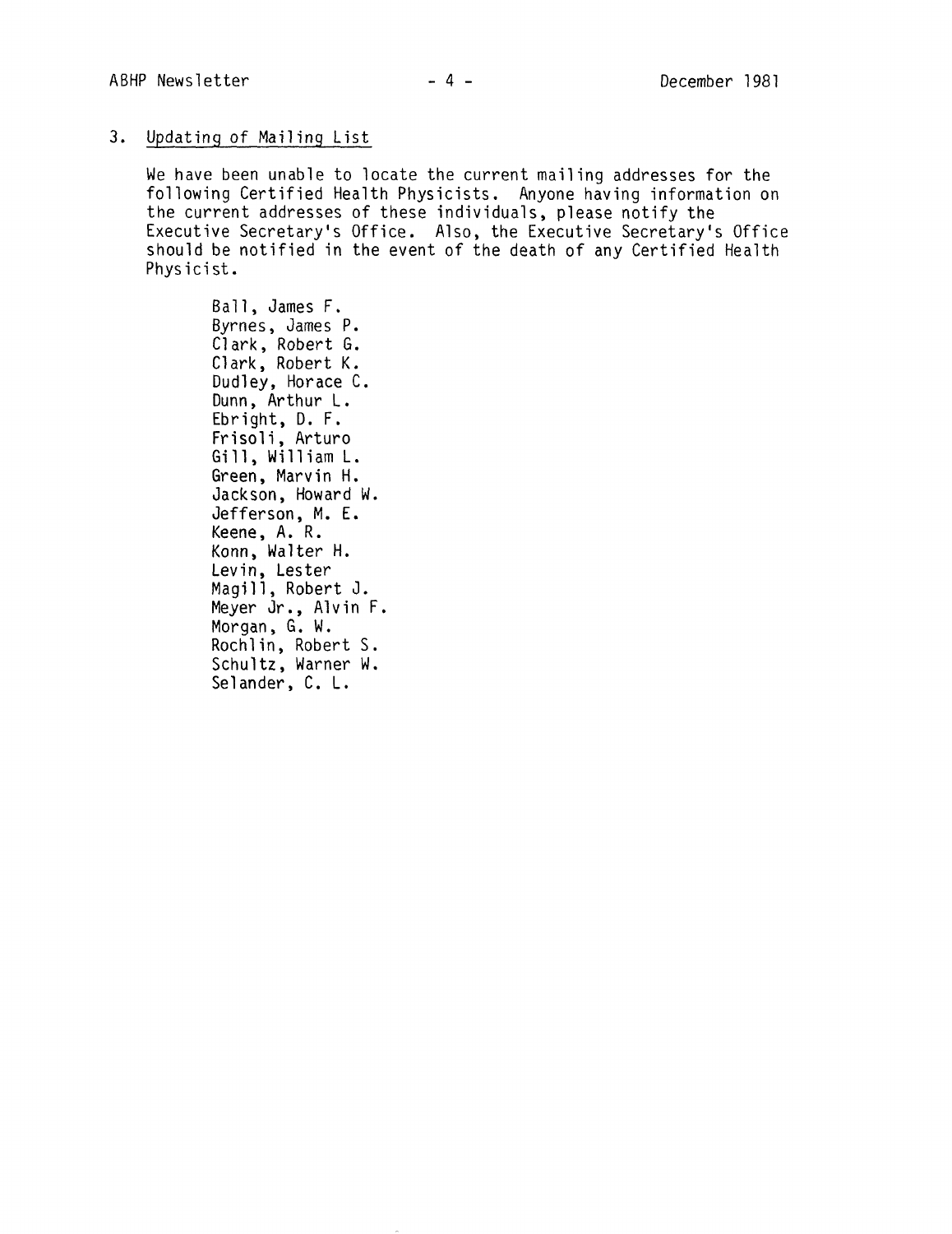## 3. Updating of Mailing List

We have been unable to locate the current mailing addresses for the following Certified Health Physicists. Anyone having information on the current addresses of these individuals, please notify the Executive Secretary's Office. Also, the Executive Secretary's Office should be notified in the event of the death of any Certified Health Physicist.

Ball, James F.
Byrnes, James P.
Clark, Robert G.
Clark, Robert K.
Dudley, Horace C.
Dunn, Arthur L.
Ebright, D. F.
Frisoli, Arturo
Gill, William L.
Green, Marvin H.
Jackson, Howard W.
Jefferson, M. E.
Keene, A. R.
Konn, Walter H.
Levin, Lester
Magill, Robert J.
Meyer Jr., Alvin F.
Morgan, G. W.
Rochlin, Robert S.
Schultz, Warner W.
Selander, C. L.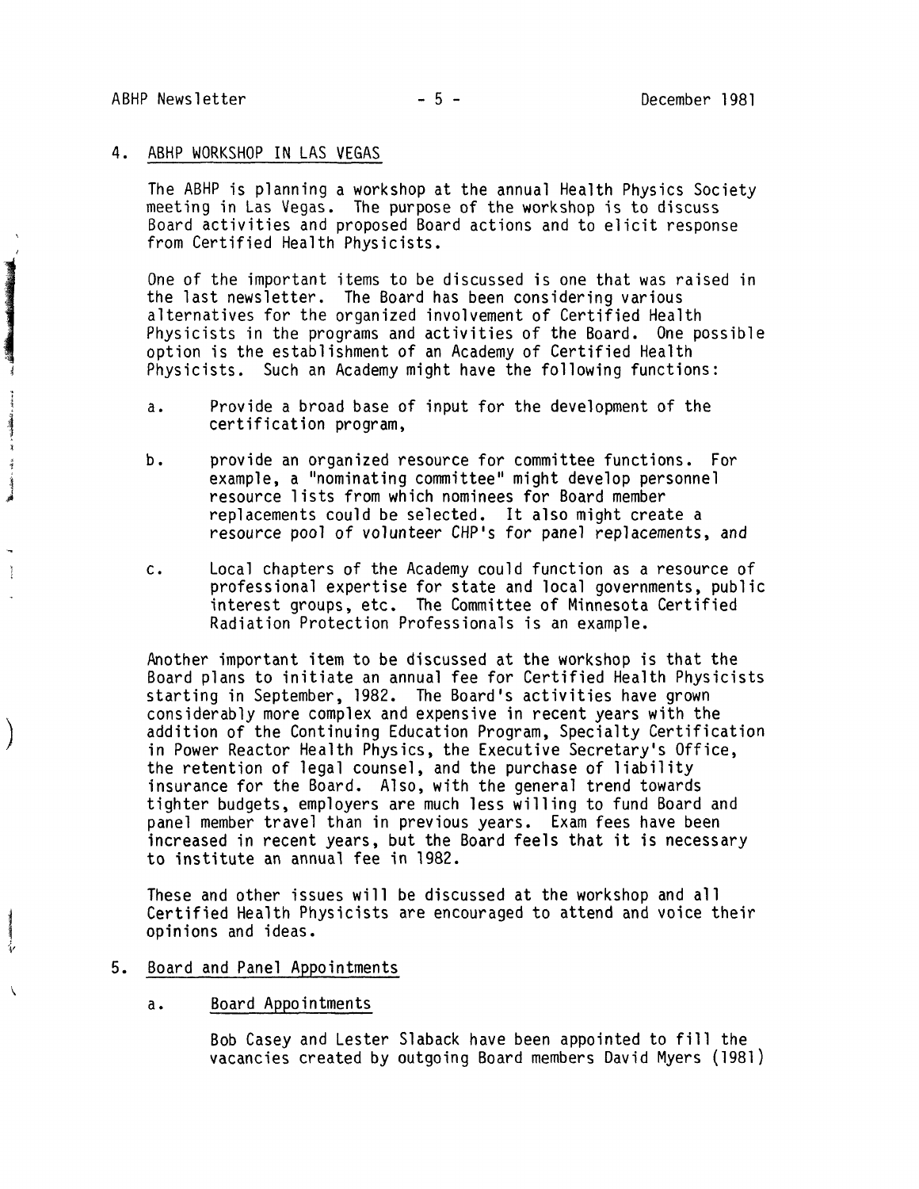## 4. ABHP WORKSHOP IN LAS VEGAS

The ABHP is planning a workshop at the annual Health Physics Society meeting in Las Vegas. The purpose of the workshop is to discuss Board activities and proposed Board actions and to elicit response from Certified Health Physicists.

One of the important items to be discussed is one that was raised in the last newsletter. The Board has been considering various alternatives for the organized involvement of Certified Health Physicists in the programs and activities of the Board. One possible option is the establishment of an Academy of Certified Health Physicists. Such an Academy might have the following functions:

a. Provide a broad base of input for the development of the certification program,

b. provide an organized resource for committee functions. For example, a "nominating committee" might develop personnel resource lists from which nominees for Board member replacements could be selected. It also might create a resource pool of volunteer CHP's for panel replacements, and

c. Local chapters of the Academy could function as a resource of professional expertise for state and local governments, public interest groups, etc. The Committee of Minnesota Certified Radiation Protection Professionals is an example.

Another important item to be discussed at the workshop is that the Board plans to initiate an annual fee for Certified Health Physicists starting in September, 1982. The Board's activities have grown considerably more complex and expensive in recent years with the addition of the Continuing Education Program, Specialty Certification in Power Reactor Health Physics, the Executive Secretary's Office, the retention of legal counsel, and the purchase of liability insurance for the Board. Also, with the general trend towards tighter budgets, employers are much less willing to fund Board and panel member travel than in previous years. Exam fees have been increased in recent years, but the Board feels that it is necessary to institute an annual fee in 1982.

These and other issues will be discussed at the workshop and all Certified Health Physicists are encouraged to attend and voice their opinions and ideas.

## 5. Board and Panel Appointments

### a. Board Appointments

Bob Casey and Lester Slaback have been appointed to fill the vacancies created by outgoing Board members David Myers (1981)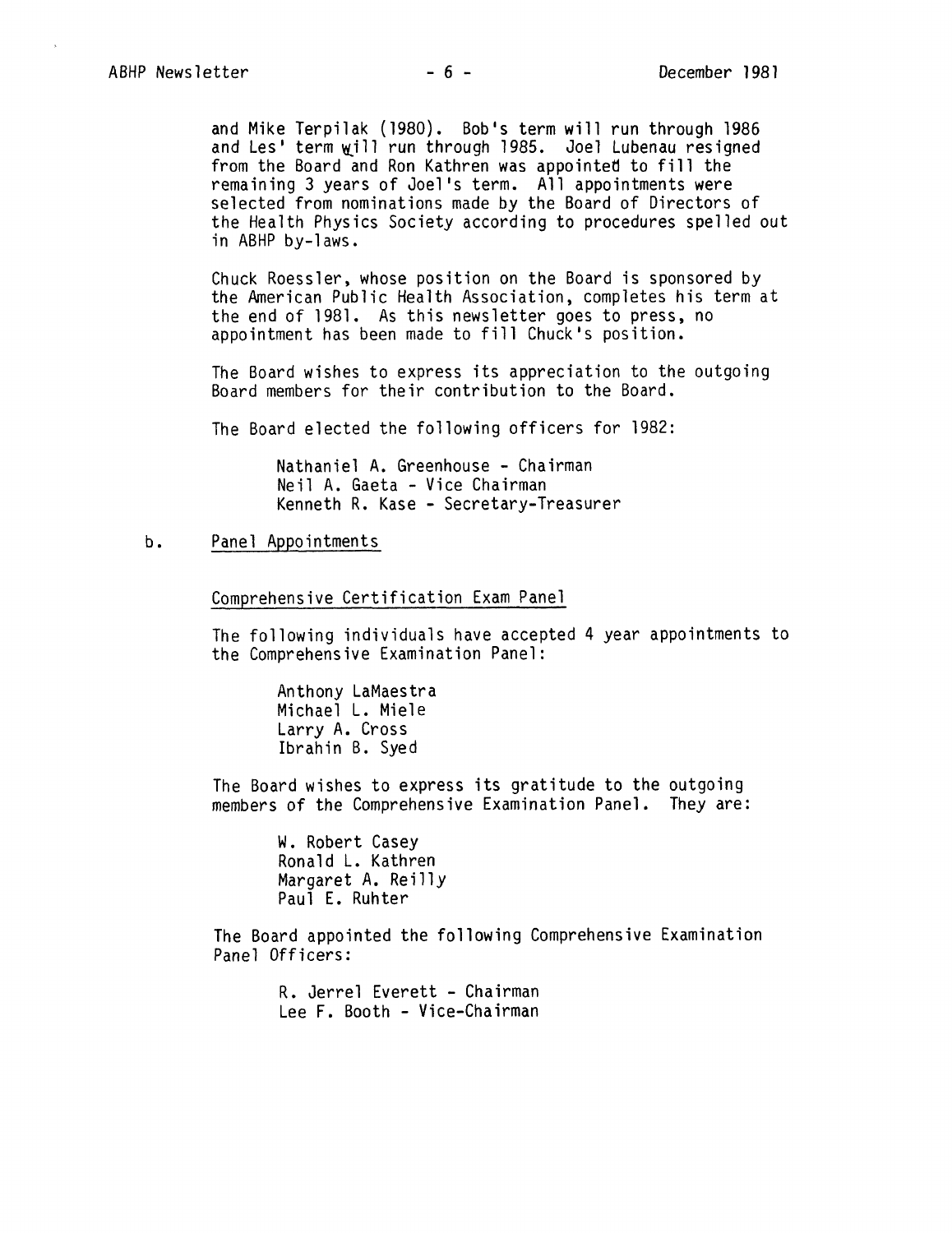and Mike Terpilak (1980). Bob's term will run through 1986 and Les' term will run through 1985. Joel Lubenau resigned from the Board and Ron Kathren was appointed to fill the remaining 3 years of Joel's term. All appointments were selected from nominations made by the Board of Directors of the Health Physics Society according to procedures spelled out in ABHP by-laws.

Chuck Roessler, whose position on the Board is sponsored by the American Public Health Association, completes his term at the end of 1981. As this newsletter goes to press, no appointment has been made to fill Chuck's position.

The Board wishes to express its appreciation to the outgoing Board members for their contribution to the Board.

The Board elected the following officers for 1982:

Nathaniel A. Greenhouse - Chairman
Neil A. Gaeta - Vice Chairman
Kenneth R. Kase - Secretary-Treasurer

b. Panel Appointments

Comprehensive Certification Exam Panel

The following individuals have accepted 4 year appointments to the Comprehensive Examination Panel:

Anthony LaMaestra
Michael L. Miele
Larry A. Cross
Ibrahin B. Syed

The Board wishes to express its gratitude to the outgoing members of the Comprehensive Examination Panel. They are:

W. Robert Casey
Ronald L. Kathren
Margaret A. Reilly
Paul E. Ruhter

The Board appointed the following Comprehensive Examination Panel Officers:

R. Jerrel Everett - Chairman
Lee F. Booth - Vice-Chairman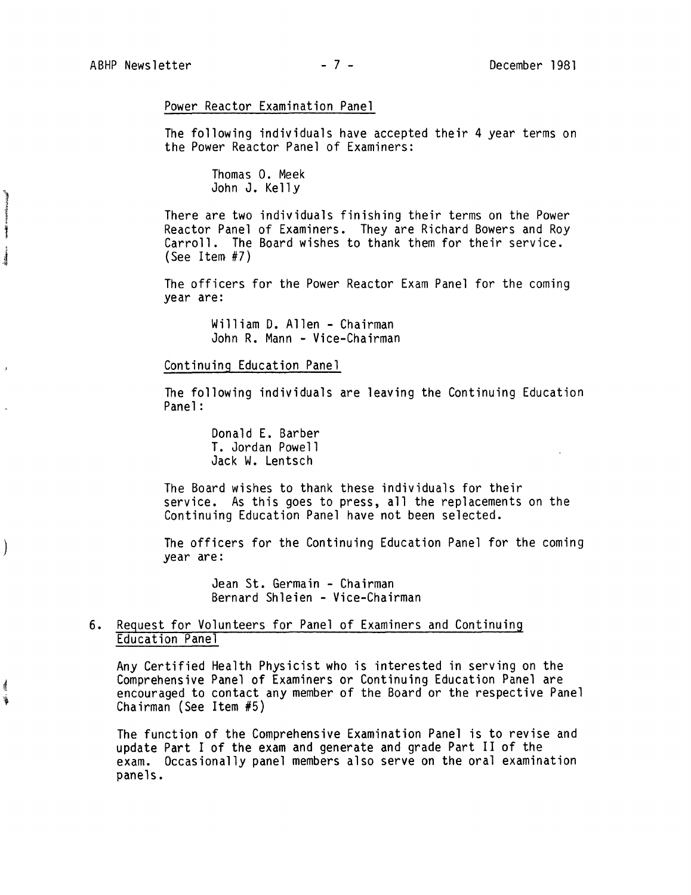Power Reactor Examination Panel

The following individuals have accepted their 4 year terms on the Power Reactor Panel of Examiners:

Thomas O. Meek
John J. Kelly

There are two individuals finishing their terms on the Power Reactor Panel of Examiners. They are Richard Bowers and Roy Carroll. The Board wishes to thank them for their service. (See Item #7)

The officers for the Power Reactor Exam Panel for the coming year are:

William D. Allen - Chairman
John R. Mann - Vice-Chairman

Continuing Education Panel

The following individuals are leaving the Continuing Education Panel:

Donald E. Barber
T. Jordan Powell
Jack W. Lentsch

The Board wishes to thank these individuals for their service. As this goes to press, all the replacements on the Continuing Education Panel have not been selected.

The officers for the Continuing Education Panel for the coming year are:

Jean St. Germain - Chairman
Bernard Shleien - Vice-Chairman

6. Request for Volunteers for Panel of Examiners and Continuing Education Panel

Any Certified Health Physicist who is interested in serving on the Comprehensive Panel of Examiners or Continuing Education Panel are encouraged to contact any member of the Board or the respective Panel Chairman (See Item #5)

The function of the Comprehensive Examination Panel is to revise and update Part I of the exam and generate and grade Part II of the exam. Occasionally panel members also serve on the oral examination panels.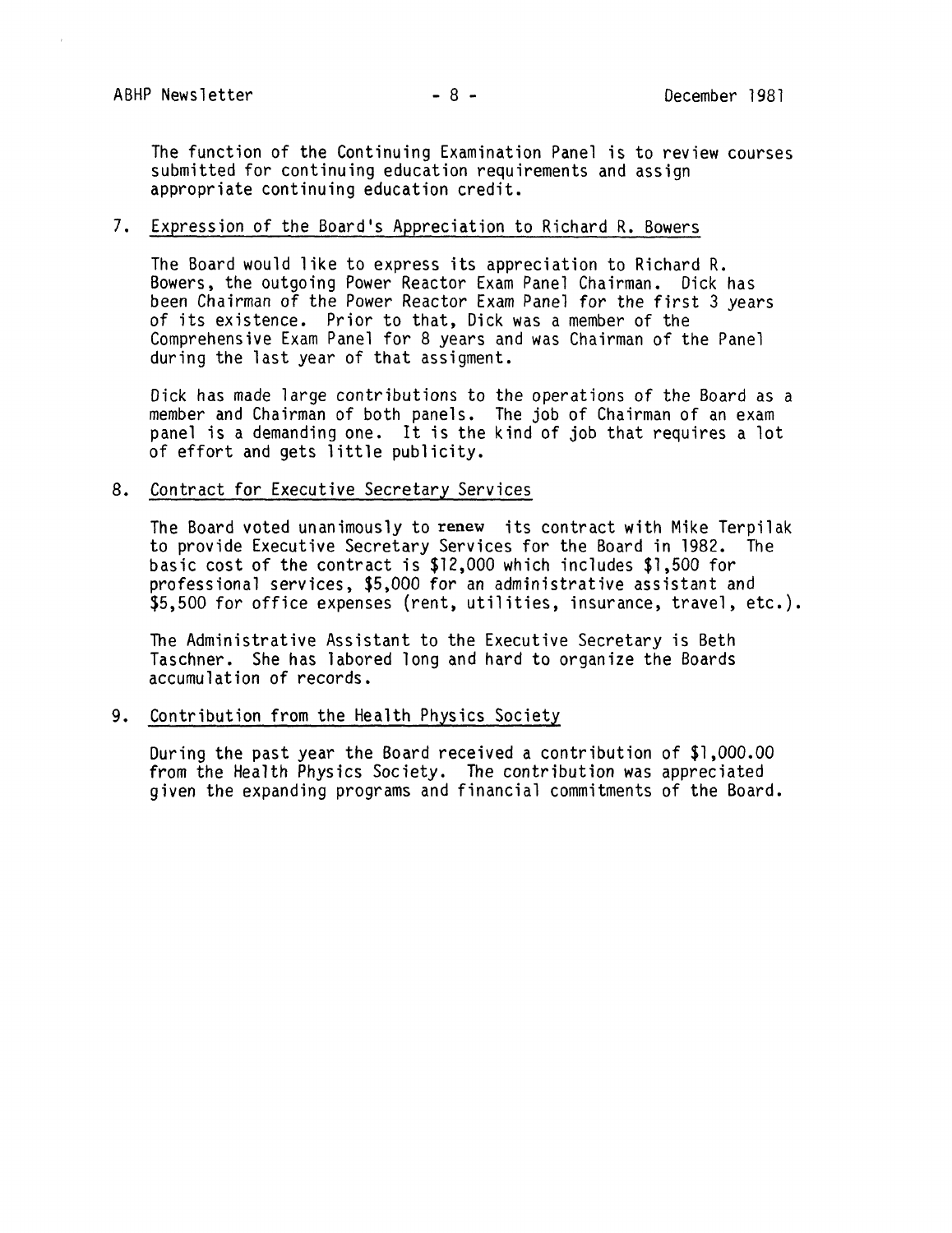The function of the Continuing Examination Panel is to review courses submitted for continuing education requirements and assign appropriate continuing education credit.

7. <u>Expression of the Board's Appreciation to Richard R. Bowers</u>

   The Board would like to express its appreciation to Richard R. Bowers, the outgoing Power Reactor Exam Panel Chairman. Dick has been Chairman of the Power Reactor Exam Panel for the first 3 years of its existence. Prior to that, Dick was a member of the Comprehensive Exam Panel for 8 years and was Chairman of the Panel during the last year of that assigment.

   Dick has made large contributions to the operations of the Board as a member and Chairman of both panels. The job of Chairman of an exam panel is a demanding one. It is the kind of job that requires a lot of effort and gets little publicity.

8. <u>Contract for Executive Secretary Services</u>

   The Board voted unanimously to renew its contract with Mike Terpilak to provide Executive Secretary Services for the Board in 1982. The basic cost of the contract is $12,000 which includes $1,500 for professional services, $5,000 for an administrative assistant and $5,500 for office expenses (rent, utilities, insurance, travel, etc.).

   The Administrative Assistant to the Executive Secretary is Beth Taschner. She has labored long and hard to organize the Boards accumulation of records.

9. <u>Contribution from the Health Physics Society</u>

   During the past year the Board received a contribution of $1,000.00 from the Health Physics Society. The contribution was appreciated given the expanding programs and financial commitments of the Board.